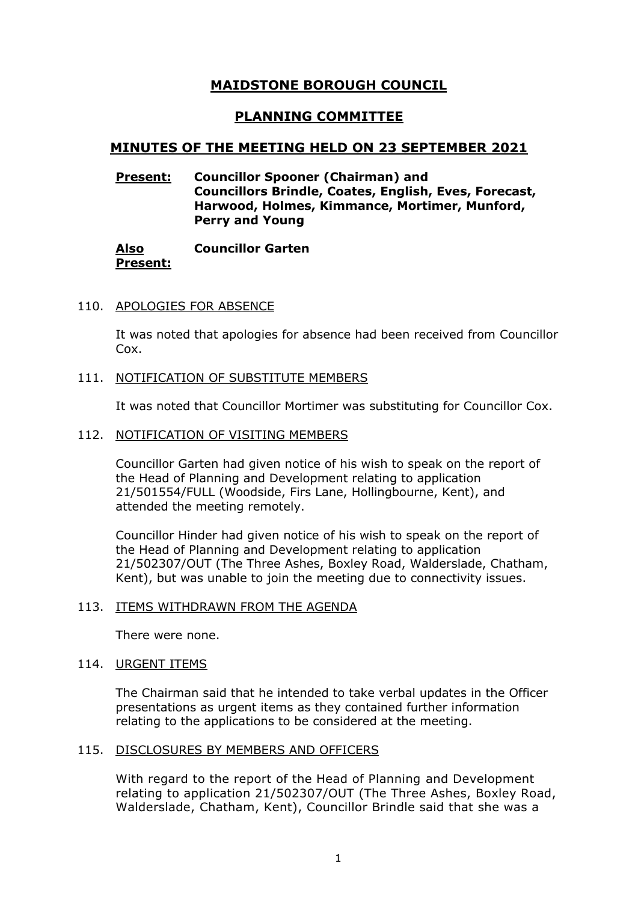# MAIDSTONE BOROUGH COUNCIL

## PLANNING COMMITTEE

## MINUTES OF THE MEETING HELD ON 23 SEPTEMBER 2021

**Present:** **Councillor Spooner (Chairman) and Councillors Brindle, Coates, English, Eves, Forecast, Harwood, Holmes, Kimmance, Mortimer, Munford, Perry and Young**

**Also Present:** **Councillor Garten**

110. APOLOGIES FOR ABSENCE

It was noted that apologies for absence had been received from Councillor Cox.

111. NOTIFICATION OF SUBSTITUTE MEMBERS

It was noted that Councillor Mortimer was substituting for Councillor Cox.

112. NOTIFICATION OF VISITING MEMBERS

Councillor Garten had given notice of his wish to speak on the report of the Head of Planning and Development relating to application 21/501554/FULL (Woodside, Firs Lane, Hollingbourne, Kent), and attended the meeting remotely.

Councillor Hinder had given notice of his wish to speak on the report of the Head of Planning and Development relating to application 21/502307/OUT (The Three Ashes, Boxley Road, Walderslade, Chatham, Kent), but was unable to join the meeting due to connectivity issues.

113. ITEMS WITHDRAWN FROM THE AGENDA

There were none.

114. URGENT ITEMS

The Chairman said that he intended to take verbal updates in the Officer presentations as urgent items as they contained further information relating to the applications to be considered at the meeting.

115. DISCLOSURES BY MEMBERS AND OFFICERS

With regard to the report of the Head of Planning and Development relating to application 21/502307/OUT (The Three Ashes, Boxley Road, Walderslade, Chatham, Kent), Councillor Brindle said that she was a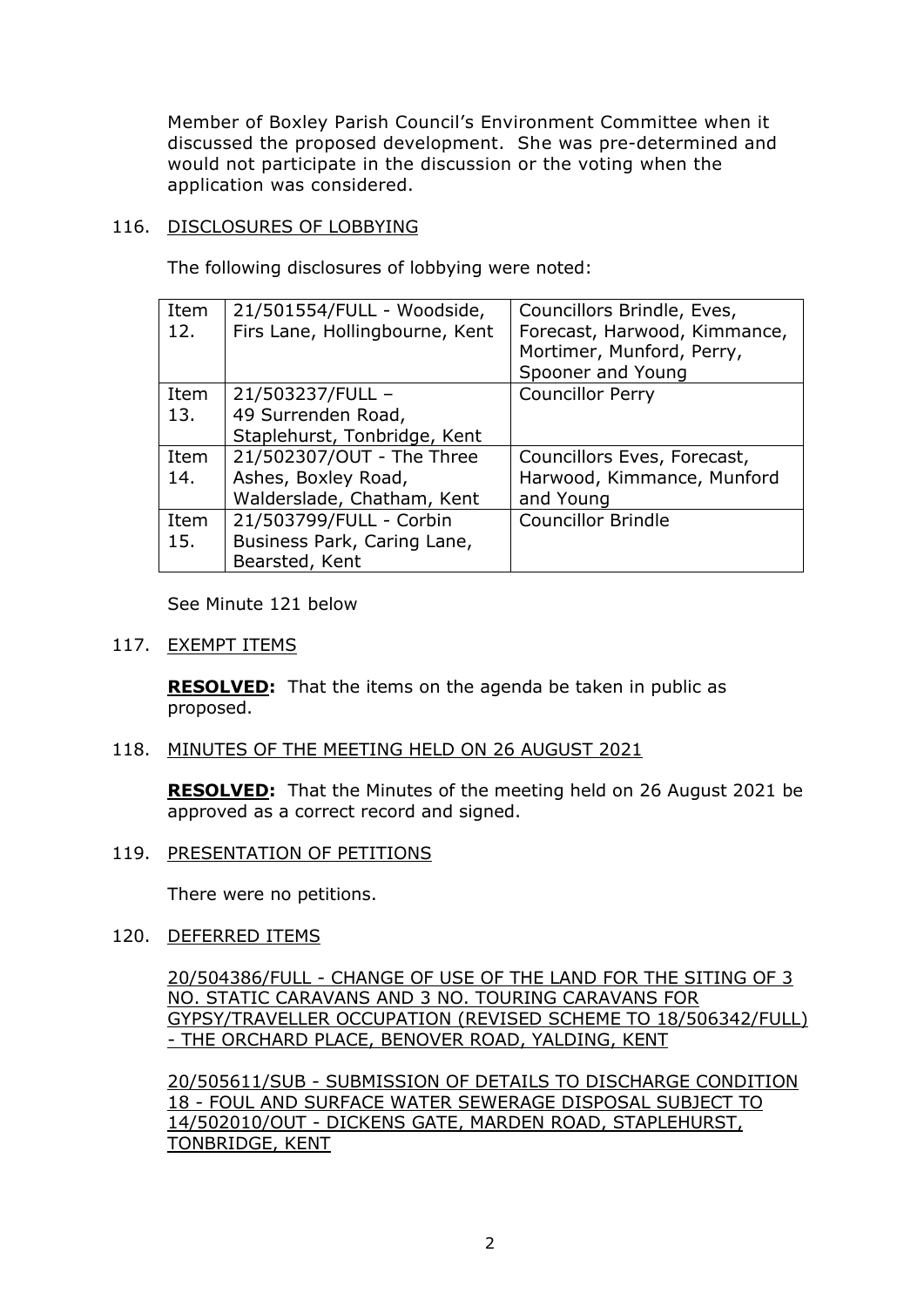Member of Boxley Parish Council's Environment Committee when it discussed the proposed development. She was pre-determined and would not participate in the discussion or the voting when the application was considered.

116. DISCLOSURES OF LOBBYING

The following disclosures of lobbying were noted:

| | | |
|---|---|---|
| Item 12. | 21/501554/FULL - Woodside, Firs Lane, Hollingbourne, Kent | Councillors Brindle, Eves, Forecast, Harwood, Kimmance, Mortimer, Munford, Perry, Spooner and Young |
| Item 13. | 21/503237/FULL – 49 Surrenden Road, Staplehurst, Tonbridge, Kent | Councillor Perry |
| Item 14. | 21/502307/OUT - The Three Ashes, Boxley Road, Walderslade, Chatham, Kent | Councillors Eves, Forecast, Harwood, Kimmance, Munford and Young |
| Item 15. | 21/503799/FULL - Corbin Business Park, Caring Lane, Bearsted, Kent | Councillor Brindle |

See Minute 121 below

117. EXEMPT ITEMS

**RESOLVED:** That the items on the agenda be taken in public as proposed.

118. MINUTES OF THE MEETING HELD ON 26 AUGUST 2021

**RESOLVED:** That the Minutes of the meeting held on 26 August 2021 be approved as a correct record and signed.

119. PRESENTATION OF PETITIONS

There were no petitions.

120. DEFERRED ITEMS

20/504386/FULL - CHANGE OF USE OF THE LAND FOR THE SITING OF 3 NO. STATIC CARAVANS AND 3 NO. TOURING CARAVANS FOR GYPSY/TRAVELLER OCCUPATION (REVISED SCHEME TO 18/506342/FULL) - THE ORCHARD PLACE, BENOVER ROAD, YALDING, KENT

20/505611/SUB - SUBMISSION OF DETAILS TO DISCHARGE CONDITION 18 - FOUL AND SURFACE WATER SEWERAGE DISPOSAL SUBJECT TO 14/502010/OUT - DICKENS GATE, MARDEN ROAD, STAPLEHURST, TONBRIDGE, KENT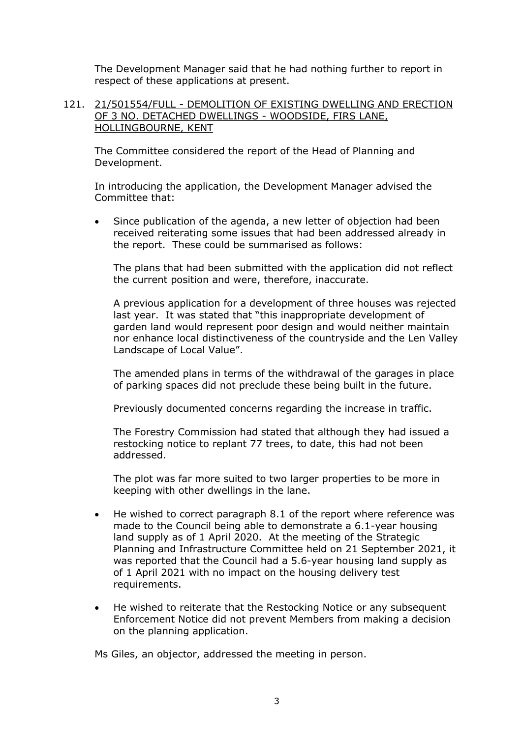The Development Manager said that he had nothing further to report in respect of these applications at present.

121. <u>21/501554/FULL - DEMOLITION OF EXISTING DWELLING AND ERECTION OF 3 NO. DETACHED DWELLINGS - WOODSIDE, FIRS LANE, HOLLINGBOURNE, KENT</u>

The Committee considered the report of the Head of Planning and Development.

In introducing the application, the Development Manager advised the Committee that:

- Since publication of the agenda, a new letter of objection had been received reiterating some issues that had been addressed already in the report. These could be summarised as follows:

  The plans that had been submitted with the application did not reflect the current position and were, therefore, inaccurate.

  A previous application for a development of three houses was rejected last year. It was stated that "this inappropriate development of garden land would represent poor design and would neither maintain nor enhance local distinctiveness of the countryside and the Len Valley Landscape of Local Value".

  The amended plans in terms of the withdrawal of the garages in place of parking spaces did not preclude these being built in the future.

  Previously documented concerns regarding the increase in traffic.

  The Forestry Commission had stated that although they had issued a restocking notice to replant 77 trees, to date, this had not been addressed.

  The plot was far more suited to two larger properties to be more in keeping with other dwellings in the lane.

- He wished to correct paragraph 8.1 of the report where reference was made to the Council being able to demonstrate a 6.1-year housing land supply as of 1 April 2020. At the meeting of the Strategic Planning and Infrastructure Committee held on 21 September 2021, it was reported that the Council had a 5.6-year housing land supply as of 1 April 2021 with no impact on the housing delivery test requirements.

- He wished to reiterate that the Restocking Notice or any subsequent Enforcement Notice did not prevent Members from making a decision on the planning application.

Ms Giles, an objector, addressed the meeting in person.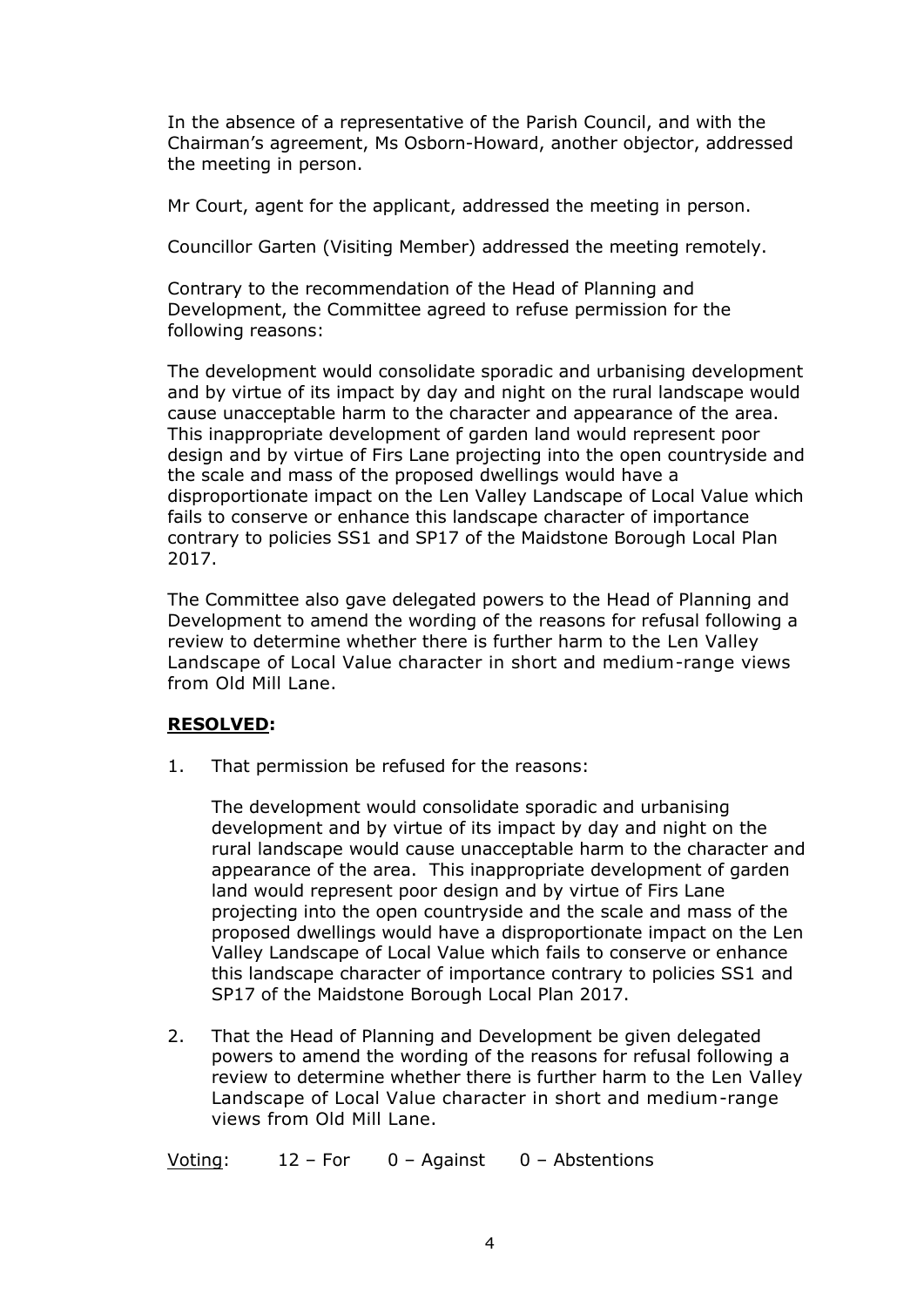In the absence of a representative of the Parish Council, and with the Chairman's agreement, Ms Osborn-Howard, another objector, addressed the meeting in person.

Mr Court, agent for the applicant, addressed the meeting in person.

Councillor Garten (Visiting Member) addressed the meeting remotely.

Contrary to the recommendation of the Head of Planning and Development, the Committee agreed to refuse permission for the following reasons:

The development would consolidate sporadic and urbanising development and by virtue of its impact by day and night on the rural landscape would cause unacceptable harm to the character and appearance of the area. This inappropriate development of garden land would represent poor design and by virtue of Firs Lane projecting into the open countryside and the scale and mass of the proposed dwellings would have a disproportionate impact on the Len Valley Landscape of Local Value which fails to conserve or enhance this landscape character of importance contrary to policies SS1 and SP17 of the Maidstone Borough Local Plan 2017.

The Committee also gave delegated powers to the Head of Planning and Development to amend the wording of the reasons for refusal following a review to determine whether there is further harm to the Len Valley Landscape of Local Value character in short and medium-range views from Old Mill Lane.

**RESOLVED:**

1. That permission be refused for the reasons:

   The development would consolidate sporadic and urbanising development and by virtue of its impact by day and night on the rural landscape would cause unacceptable harm to the character and appearance of the area. This inappropriate development of garden land would represent poor design and by virtue of Firs Lane projecting into the open countryside and the scale and mass of the proposed dwellings would have a disproportionate impact on the Len Valley Landscape of Local Value which fails to conserve or enhance this landscape character of importance contrary to policies SS1 and SP17 of the Maidstone Borough Local Plan 2017.

2. That the Head of Planning and Development be given delegated powers to amend the wording of the reasons for refusal following a review to determine whether there is further harm to the Len Valley Landscape of Local Value character in short and medium-range views from Old Mill Lane.

Voting: 12 – For 0 – Against 0 – Abstentions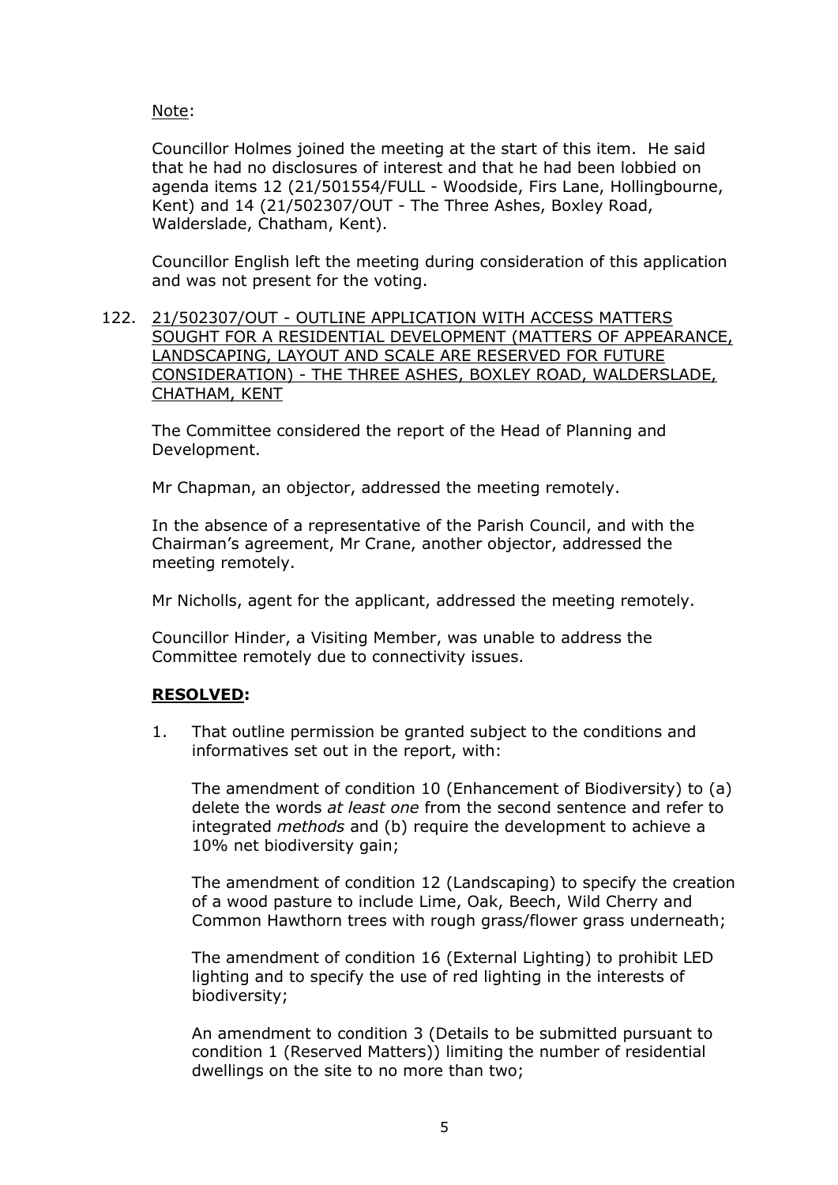Note:

Councillor Holmes joined the meeting at the start of this item. He said that he had no disclosures of interest and that he had been lobbied on agenda items 12 (21/501554/FULL - Woodside, Firs Lane, Hollingbourne, Kent) and 14 (21/502307/OUT - The Three Ashes, Boxley Road, Walderslade, Chatham, Kent).

Councillor English left the meeting during consideration of this application and was not present for the voting.

122. 21/502307/OUT - OUTLINE APPLICATION WITH ACCESS MATTERS SOUGHT FOR A RESIDENTIAL DEVELOPMENT (MATTERS OF APPEARANCE, LANDSCAPING, LAYOUT AND SCALE ARE RESERVED FOR FUTURE CONSIDERATION) - THE THREE ASHES, BOXLEY ROAD, WALDERSLADE, CHATHAM, KENT

The Committee considered the report of the Head of Planning and Development.

Mr Chapman, an objector, addressed the meeting remotely.

In the absence of a representative of the Parish Council, and with the Chairman's agreement, Mr Crane, another objector, addressed the meeting remotely.

Mr Nicholls, agent for the applicant, addressed the meeting remotely.

Councillor Hinder, a Visiting Member, was unable to address the Committee remotely due to connectivity issues.

**RESOLVED:**

1. That outline permission be granted subject to the conditions and informatives set out in the report, with:

   The amendment of condition 10 (Enhancement of Biodiversity) to (a) delete the words *at least one* from the second sentence and refer to integrated *methods* and (b) require the development to achieve a 10% net biodiversity gain;

   The amendment of condition 12 (Landscaping) to specify the creation of a wood pasture to include Lime, Oak, Beech, Wild Cherry and Common Hawthorn trees with rough grass/flower grass underneath;

   The amendment of condition 16 (External Lighting) to prohibit LED lighting and to specify the use of red lighting in the interests of biodiversity;

   An amendment to condition 3 (Details to be submitted pursuant to condition 1 (Reserved Matters)) limiting the number of residential dwellings on the site to no more than two;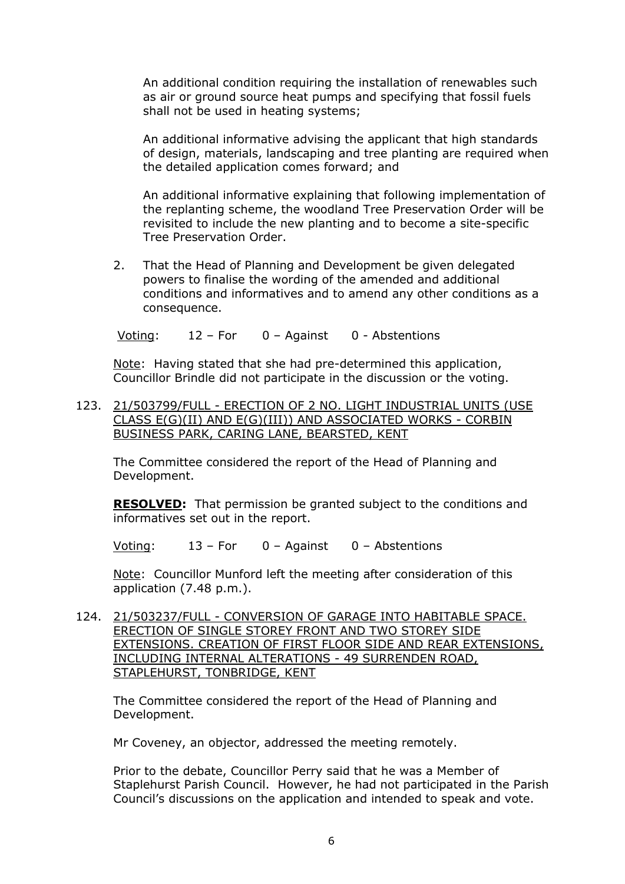An additional condition requiring the installation of renewables such as air or ground source heat pumps and specifying that fossil fuels shall not be used in heating systems;

An additional informative advising the applicant that high standards of design, materials, landscaping and tree planting are required when the detailed application comes forward; and

An additional informative explaining that following implementation of the replanting scheme, the woodland Tree Preservation Order will be revisited to include the new planting and to become a site-specific Tree Preservation Order.

2. That the Head of Planning and Development be given delegated powers to finalise the wording of the amended and additional conditions and informatives and to amend any other conditions as a consequence.

Voting: 12 – For 0 – Against 0 - Abstentions

Note: Having stated that she had pre-determined this application, Councillor Brindle did not participate in the discussion or the voting.

123. 21/503799/FULL - ERECTION OF 2 NO. LIGHT INDUSTRIAL UNITS (USE CLASS E(G)(II) AND E(G)(III)) AND ASSOCIATED WORKS - CORBIN BUSINESS PARK, CARING LANE, BEARSTED, KENT

The Committee considered the report of the Head of Planning and Development.

**RESOLVED:** That permission be granted subject to the conditions and informatives set out in the report.

Voting: 13 – For 0 – Against 0 – Abstentions

Note: Councillor Munford left the meeting after consideration of this application (7.48 p.m.).

124. 21/503237/FULL - CONVERSION OF GARAGE INTO HABITABLE SPACE. ERECTION OF SINGLE STOREY FRONT AND TWO STOREY SIDE EXTENSIONS. CREATION OF FIRST FLOOR SIDE AND REAR EXTENSIONS, INCLUDING INTERNAL ALTERATIONS - 49 SURRENDEN ROAD, STAPLEHURST, TONBRIDGE, KENT

The Committee considered the report of the Head of Planning and Development.

Mr Coveney, an objector, addressed the meeting remotely.

Prior to the debate, Councillor Perry said that he was a Member of Staplehurst Parish Council. However, he had not participated in the Parish Council's discussions on the application and intended to speak and vote.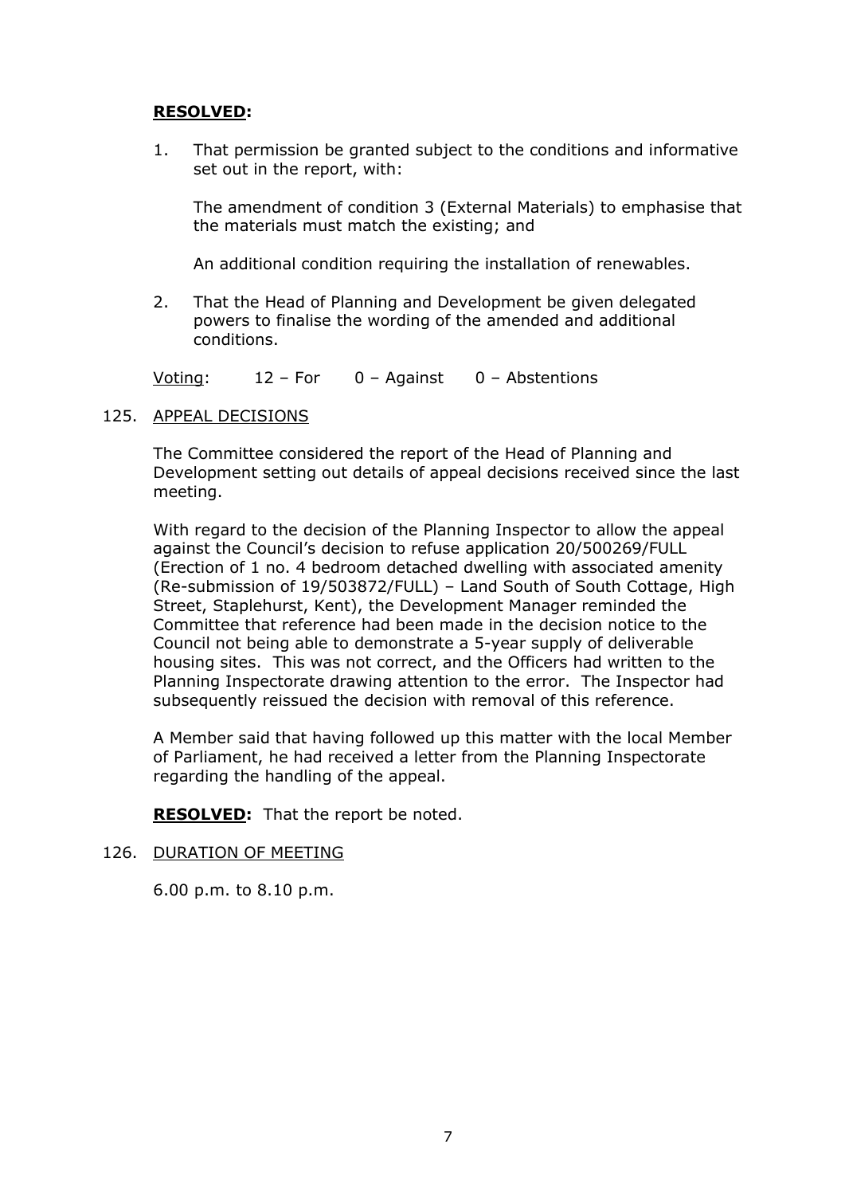**RESOLVED:**

1. That permission be granted subject to the conditions and informative set out in the report, with:

   The amendment of condition 3 (External Materials) to emphasise that the materials must match the existing; and

   An additional condition requiring the installation of renewables.

2. That the Head of Planning and Development be given delegated powers to finalise the wording of the amended and additional conditions.

Voting: 12 – For 0 – Against 0 – Abstentions

125. APPEAL DECISIONS

The Committee considered the report of the Head of Planning and Development setting out details of appeal decisions received since the last meeting.

With regard to the decision of the Planning Inspector to allow the appeal against the Council's decision to refuse application 20/500269/FULL (Erection of 1 no. 4 bedroom detached dwelling with associated amenity (Re-submission of 19/503872/FULL) – Land South of South Cottage, High Street, Staplehurst, Kent), the Development Manager reminded the Committee that reference had been made in the decision notice to the Council not being able to demonstrate a 5-year supply of deliverable housing sites. This was not correct, and the Officers had written to the Planning Inspectorate drawing attention to the error. The Inspector had subsequently reissued the decision with removal of this reference.

A Member said that having followed up this matter with the local Member of Parliament, he had received a letter from the Planning Inspectorate regarding the handling of the appeal.

**RESOLVED:** That the report be noted.

126. DURATION OF MEETING

6.00 p.m. to 8.10 p.m.